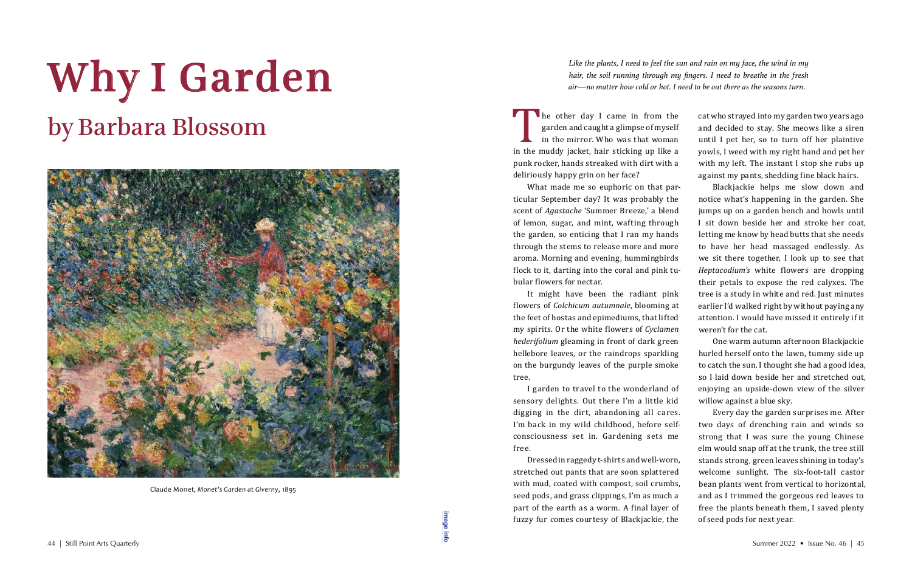# Why I Garden

## by Barbara Blossom

Claude Monet, *Monet's Garden at Giverny*, 1895

*Like the plants, I need to feel the sun and rain on my face, the wind in my hair, the soil running through my fingers. I need to breathe in the fresh air—no matter how cold or hot. I need to be out there as the seasons turn.*

The other day I came in from the garden and caught a glimpse of myself in the mirror. Who was that woman in the muddy jacket, hair sticking up like a punk rocker, hands streaked with dirt with a deliriously happy grin on her face?

What made me so euphoric on that particular September day? It was probably the scent of *Agastache* 'Summer Breeze,' a blend of lemon, sugar, and mint, wafting through the garden, so enticing that I ran my hands through the stems to release more and more aroma. Morning and evening, hummingbirds flock to it, darting into the coral and pink tubular flowers for nectar.

It might have been the radiant pink flowers of *Colchicum autumnale*, blooming at the feet of hostas and epimediums, that lifted my spirits. Or the white flowers of *Cyclamen hederifolium* gleaming in front of dark green hellebore leaves, or the raindrops sparkling on the burgundy leaves of the purple smoke tree.

I garden to travel to the wonderland of sensory delights. Out there I'm a little kid digging in the dirt, abandoning all cares. I'm back in my wild childhood, before self-consciousness set in. Gardening sets me free.

Dressed in raggedy t-shirts and well-worn, stretched out pants that are soon splattered with mud, coated with compost, soil crumbs, seed pods, and grass clippings, I'm as much a part of the earth as a worm. A final layer of fuzzy fur comes courtesy of Blackjackie, the cat who strayed into my garden two years ago and decided to stay. She meows like a siren until I pet her, so to turn off her plaintive yowls, I weed with my right hand and pet her with my left. The instant I stop she rubs up against my pants, shedding fine black hairs.

Blackjackie helps me slow down and notice what's happening in the garden. She jumps up on a garden bench and howls until I sit down beside her and stroke her coat, letting me know by head butts that she needs to have her head massaged endlessly. As we sit there together, I look up to see that *Heptacodium's* white flowers are dropping their petals to expose the red calyxes. The tree is a study in white and red. Just minutes earlier I'd walked right by without paying any attention. I would have missed it entirely if it weren't for the cat.

One warm autumn afternoon Blackjackie hurled herself onto the lawn, tummy side up to catch the sun. I thought she had a good idea, so I laid down beside her and stretched out, enjoying an upside-down view of the silver willow against a blue sky.

Every day the garden surprises me. After two days of drenching rain and winds so strong that I was sure the young Chinese elm would snap off at the trunk, the tree still stands strong, green leaves shining in today's welcome sunlight. The six-foot-tall castor bean plants went from vertical to horizontal, and as I trimmed the gorgeous red leaves to free the plants beneath them, I saved plenty of seed pods for next year.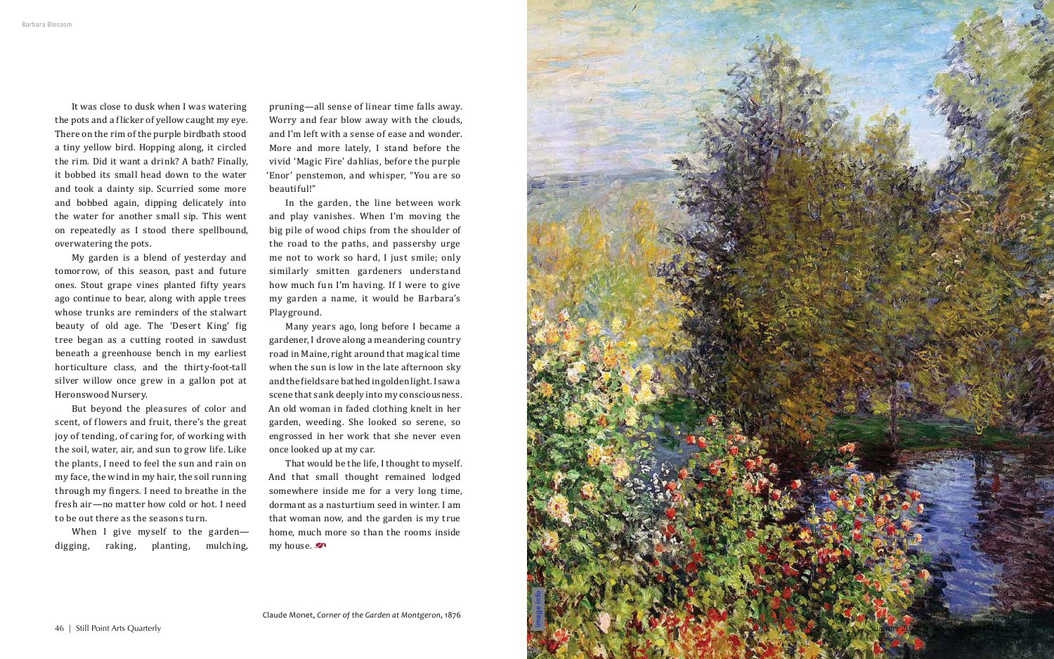It was close to dusk when I was watering the pots and a flicker of yellow caught my eye. There on the rim of the purple birdbath stood a tiny yellow bird. Hopping along, it circled the rim. Did it want a drink? A bath? Finally, it bobbed its small head down to the water and took a dainty sip. Scurried some more and bobbed again, dipping delicately into the water for another small sip. This went on repeatedly as I stood there spellbound, overwatering the pots.

My garden is a blend of yesterday and tomorrow, of this season, past and future ones. Stout grape vines planted fifty years ago continue to bear, along with apple trees whose trunks are reminders of the stalwart beauty of old age. The 'Desert King' fig tree began as a cutting rooted in sawdust beneath a greenhouse bench in my earliest horticulture class, and the thirty-foot-tall silver willow once grew in a gallon pot at Heronswood Nursery.

But beyond the pleasures of color and scent, of flowers and fruit, there's the great joy of tending, of caring for, of working with the soil, water, air, and sun to grow life. Like the plants, I need to feel the sun and rain on my face, the wind in my hair, the soil running through my fingers. I need to breathe in the fresh air—no matter how cold or hot. I need to be out there as the seasons turn.

When I give myself to the garden—digging, raking, planting, mulching, pruning—all sense of linear time falls away. Worry and fear blow away with the clouds, and I'm left with a sense of ease and wonder. More and more lately, I stand before the vivid 'Magic Fire' dahlias, before the purple 'Enor' penstemon, and whisper, "You are so beautiful!"

In the garden, the line between work and play vanishes. When I'm moving the big pile of wood chips from the shoulder of the road to the paths, and passersby urge me not to work so hard, I just smile; only similarly smitten gardeners understand how much fun I'm having. If I were to give my garden a name, it would be Barbara's Playground.

Many years ago, long before I became a gardener, I drove along a meandering country road in Maine, right around that magical time when the sun is low in the late afternoon sky and the fields are bathed in golden light. I saw a scene that sank deeply into my consciousness. An old woman in faded clothing knelt in her garden, weeding. She looked so serene, so engrossed in her work that she never even once looked up at my car.

That would be the life, I thought to myself. And that small thought remained lodged somewhere inside me for a very long time, dormant as a nasturtium seed in winter. I am that woman now, and the garden is my true home, much more so than the rooms inside my house.

Claude Monet, *Corner of the Garden at Montgeron*, 1876